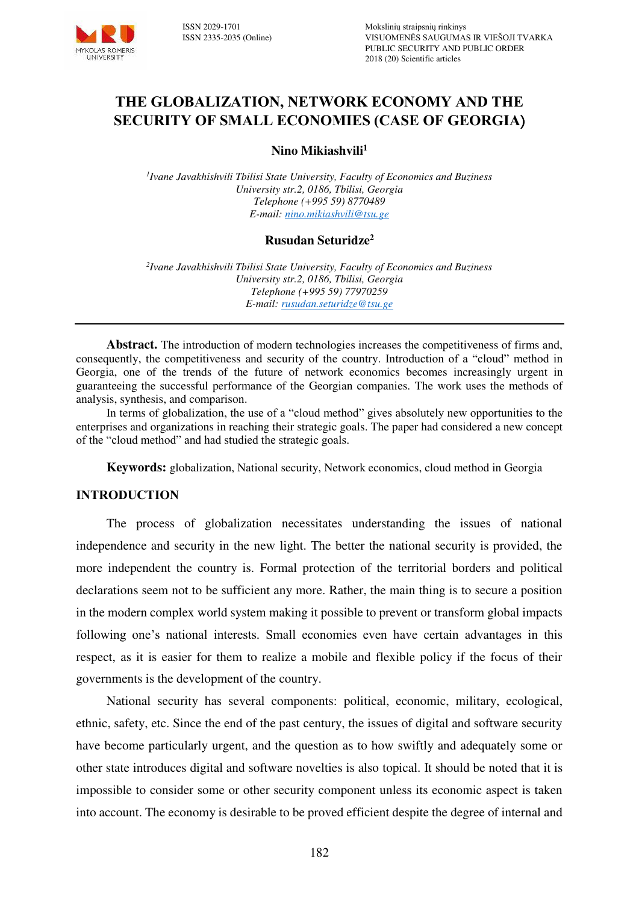# THE GLOBALIZATION, NETWORK ECONOMY AND THE SECURITY OF SMALL ECONOMIES (CASE OF GEORGIA)

**Nino Mikiashvili**[1]

*[1]Ivane Javakhishvili Tbilisi State University, Faculty of Economics and Buziness*
*University str.2, 0186, Tbilisi, Georgia*
*Telephone (+995 59) 8770489*
*E-mail: nino.mikiashvili@tsu.ge*

**Rusudan Seturidze**[2]

*[2]Ivane Javakhishvili Tbilisi State University, Faculty of Economics and Buziness*
*University str.2, 0186, Tbilisi, Georgia*
*Telephone (+995 59) 77970259*
*E-mail: rusudan.seturidze@tsu.ge*

---

**Abstract.** The introduction of modern technologies increases the competitiveness of firms and, consequently, the competitiveness and security of the country. Introduction of a "cloud" method in Georgia, one of the trends of the future of network economics becomes increasingly urgent in guaranteeing the successful performance of the Georgian companies. The work uses the methods of analysis, synthesis, and comparison.

In terms of globalization, the use of a "cloud method" gives absolutely new opportunities to the enterprises and organizations in reaching their strategic goals. The paper had considered a new concept of the "cloud method" and had studied the strategic goals.

**Keywords:** globalization, National security, Network economics, cloud method in Georgia

## INTRODUCTION

The process of globalization necessitates understanding the issues of national independence and security in the new light. The better the national security is provided, the more independent the country is. Formal protection of the territorial borders and political declarations seem not to be sufficient any more. Rather, the main thing is to secure a position in the modern complex world system making it possible to prevent or transform global impacts following one's national interests. Small economies even have certain advantages in this respect, as it is easier for them to realize a mobile and flexible policy if the focus of their governments is the development of the country.

National security has several components: political, economic, military, ecological, ethnic, safety, etc. Since the end of the past century, the issues of digital and software security have become particularly urgent, and the question as to how swiftly and adequately some or other state introduces digital and software novelties is also topical. It should be noted that it is impossible to consider some or other security component unless its economic aspect is taken into account. The economy is desirable to be proved efficient despite the degree of internal and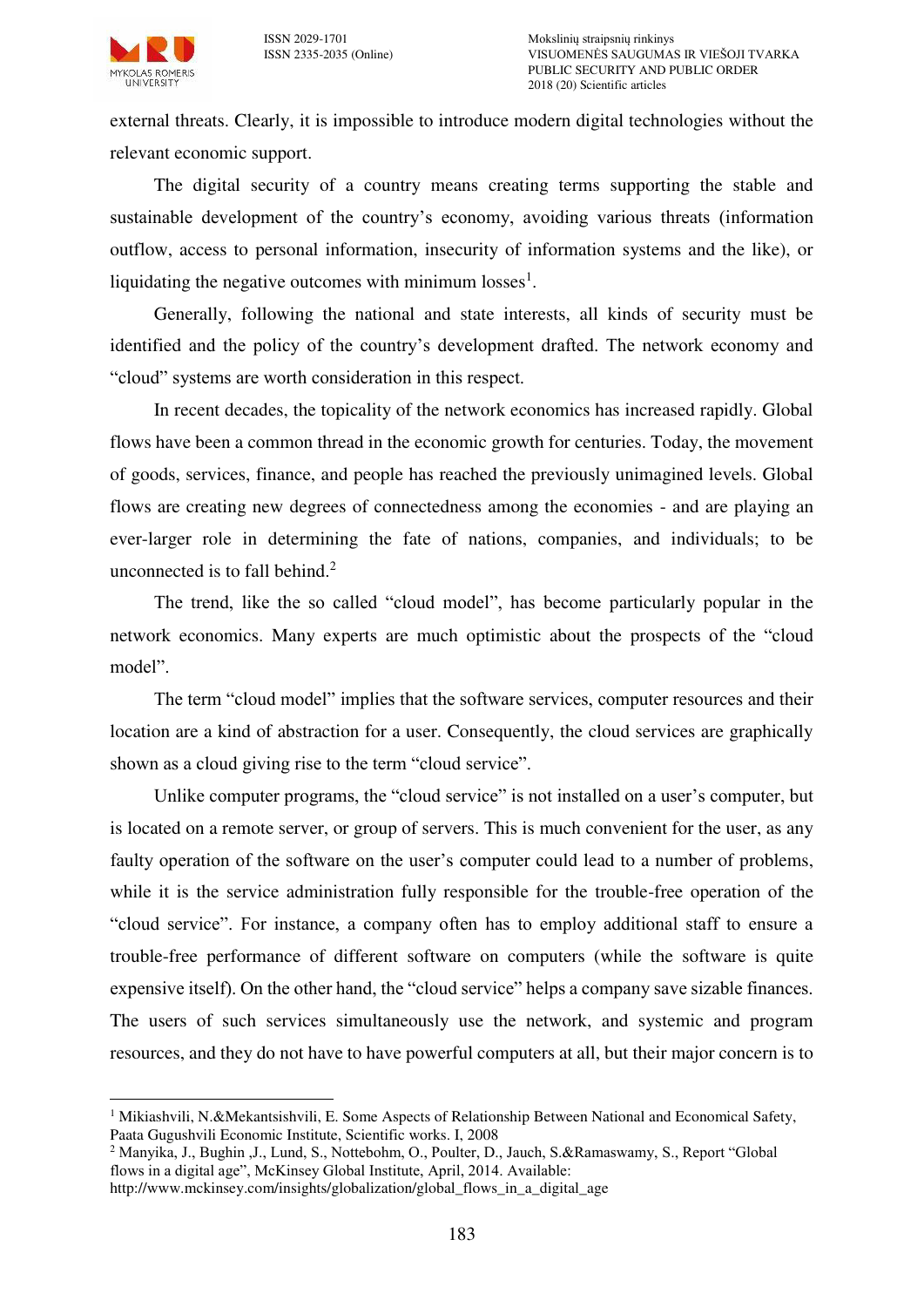external threats. Clearly, it is impossible to introduce modern digital technologies without the relevant economic support.

The digital security of a country means creating terms supporting the stable and sustainable development of the country's economy, avoiding various threats (information outflow, access to personal information, insecurity of information systems and the like), or liquidating the negative outcomes with minimum losses[1].

Generally, following the national and state interests, all kinds of security must be identified and the policy of the country's development drafted. The network economy and "cloud" systems are worth consideration in this respect.

In recent decades, the topicality of the network economics has increased rapidly. Global flows have been a common thread in the economic growth for centuries. Today, the movement of goods, services, finance, and people has reached the previously unimagined levels. Global flows are creating new degrees of connectedness among the economies - and are playing an ever-larger role in determining the fate of nations, companies, and individuals; to be unconnected is to fall behind.[2]

The trend, like the so called "cloud model", has become particularly popular in the network economics. Many experts are much optimistic about the prospects of the "cloud model".

The term "cloud model" implies that the software services, computer resources and their location are a kind of abstraction for a user. Consequently, the cloud services are graphically shown as a cloud giving rise to the term "cloud service".

Unlike computer programs, the "cloud service" is not installed on a user's computer, but is located on a remote server, or group of servers. This is much convenient for the user, as any faulty operation of the software on the user's computer could lead to a number of problems, while it is the service administration fully responsible for the trouble-free operation of the "cloud service". For instance, a company often has to employ additional staff to ensure a trouble-free performance of different software on computers (while the software is quite expensive itself). On the other hand, the "cloud service" helps a company save sizable finances. The users of such services simultaneously use the network, and systemic and program resources, and they do not have to have powerful computers at all, but their major concern is to

---

[1] Mikiashvili, N.&Mekantsishvili, E. Some Aspects of Relationship Between National and Economical Safety, Paata Gugushvili Economic Institute, Scientific works. I, 2008

[2] Manyika, J., Bughin ,J., Lund, S., Nottebohm, O., Poulter, D., Jauch, S.&Ramaswamy, S., Report "Global flows in a digital age", McKinsey Global Institute, April, 2014. Available: http://www.mckinsey.com/insights/globalization/global_flows_in_a_digital_age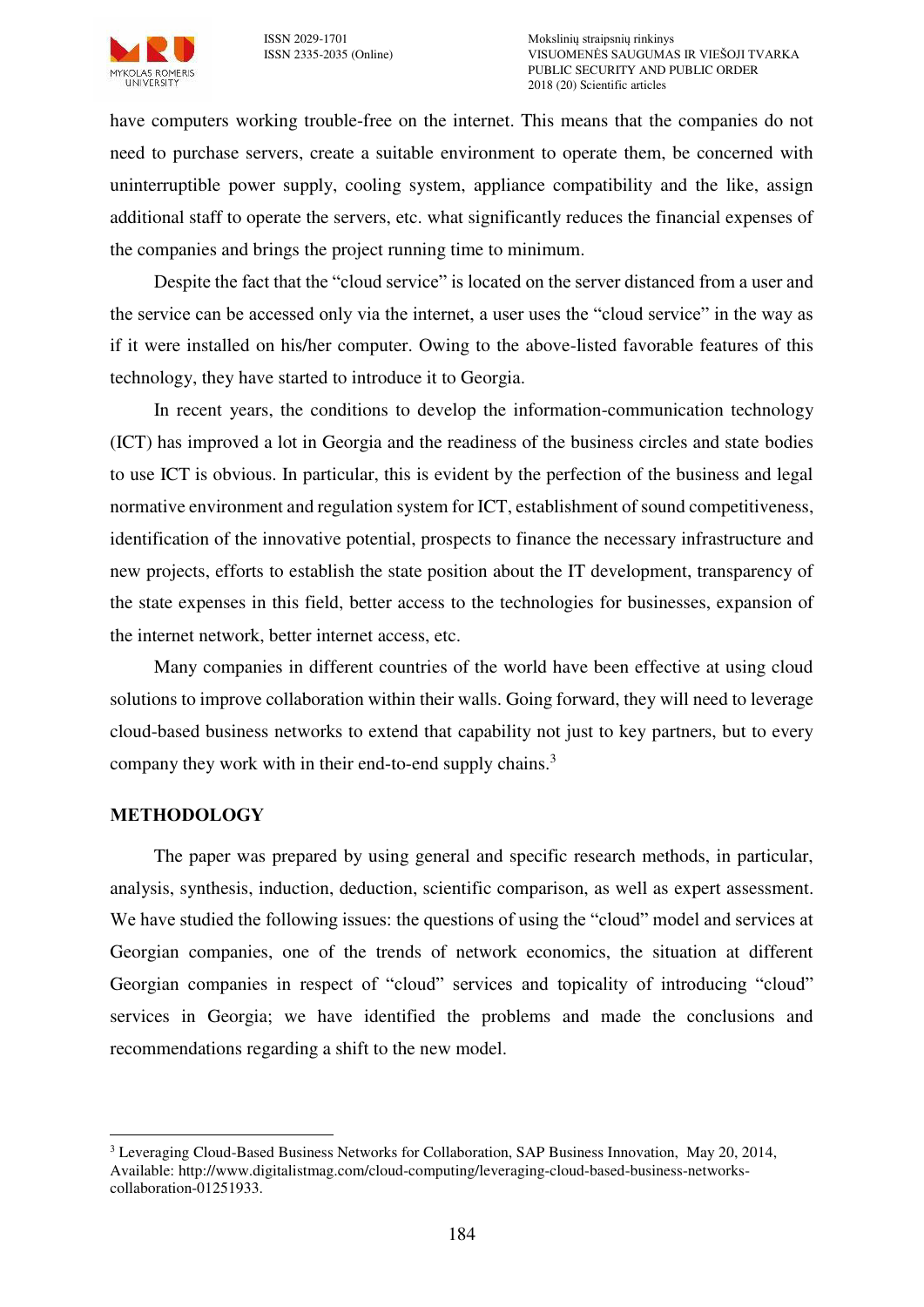have computers working trouble-free on the internet. This means that the companies do not need to purchase servers, create a suitable environment to operate them, be concerned with uninterruptible power supply, cooling system, appliance compatibility and the like, assign additional staff to operate the servers, etc. what significantly reduces the financial expenses of the companies and brings the project running time to minimum.

Despite the fact that the "cloud service" is located on the server distanced from a user and the service can be accessed only via the internet, a user uses the "cloud service" in the way as if it were installed on his/her computer. Owing to the above-listed favorable features of this technology, they have started to introduce it to Georgia.

In recent years, the conditions to develop the information-communication technology (ICT) has improved a lot in Georgia and the readiness of the business circles and state bodies to use ICT is obvious. In particular, this is evident by the perfection of the business and legal normative environment and regulation system for ICT, establishment of sound competitiveness, identification of the innovative potential, prospects to finance the necessary infrastructure and new projects, efforts to establish the state position about the IT development, transparency of the state expenses in this field, better access to the technologies for businesses, expansion of the internet network, better internet access, etc.

Many companies in different countries of the world have been effective at using cloud solutions to improve collaboration within their walls. Going forward, they will need to leverage cloud-based business networks to extend that capability not just to key partners, but to every company they work with in their end-to-end supply chains.[3]

## METHODOLOGY

The paper was prepared by using general and specific research methods, in particular, analysis, synthesis, induction, deduction, scientific comparison, as well as expert assessment. We have studied the following issues: the questions of using the "cloud" model and services at Georgian companies, one of the trends of network economics, the situation at different Georgian companies in respect of "cloud" services and topicality of introducing "cloud" services in Georgia; we have identified the problems and made the conclusions and recommendations regarding a shift to the new model.

---

[3] Leveraging Cloud-Based Business Networks for Collaboration, SAP Business Innovation, May 20, 2014, Available: http://www.digitalistmag.com/cloud-computing/leveraging-cloud-based-business-networks-collaboration-01251933.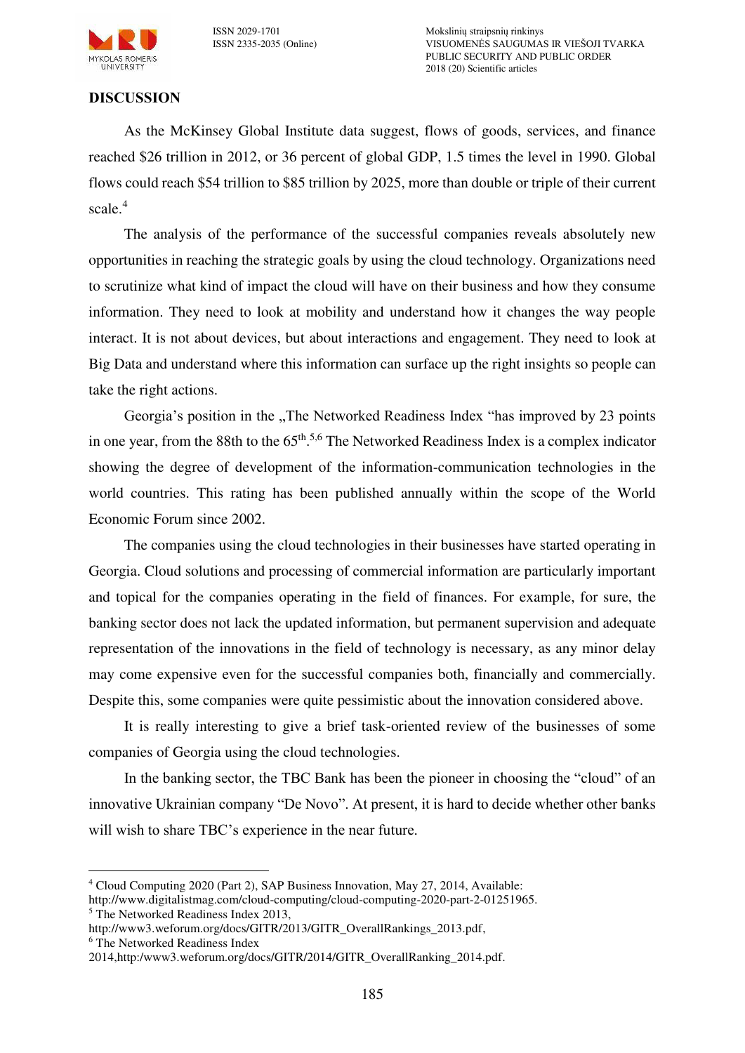## DISCUSSION

As the McKinsey Global Institute data suggest, flows of goods, services, and finance reached $26 trillion in 2012, or 36 percent of global GDP, 1.5 times the level in 1990. Global flows could reach $54 trillion to $85 trillion by 2025, more than double or triple of their current scale.[4]

The analysis of the performance of the successful companies reveals absolutely new opportunities in reaching the strategic goals by using the cloud technology. Organizations need to scrutinize what kind of impact the cloud will have on their business and how they consume information. They need to look at mobility and understand how it changes the way people interact. It is not about devices, but about interactions and engagement. They need to look at Big Data and understand where this information can surface up the right insights so people can take the right actions.

Georgia's position in the „The Networked Readiness Index "has improved by 23 points in one year, from the 88th to the 65th.[5,6] The Networked Readiness Index is a complex indicator showing the degree of development of the information-communication technologies in the world countries. This rating has been published annually within the scope of the World Economic Forum since 2002.

The companies using the cloud technologies in their businesses have started operating in Georgia. Cloud solutions and processing of commercial information are particularly important and topical for the companies operating in the field of finances. For example, for sure, the banking sector does not lack the updated information, but permanent supervision and adequate representation of the innovations in the field of technology is necessary, as any minor delay may come expensive even for the successful companies both, financially and commercially. Despite this, some companies were quite pessimistic about the innovation considered above.

It is really interesting to give a brief task-oriented review of the businesses of some companies of Georgia using the cloud technologies.

In the banking sector, the TBC Bank has been the pioneer in choosing the "cloud" of an innovative Ukrainian company "De Novo". At present, it is hard to decide whether other banks will wish to share TBC's experience in the near future.

---

[4] Cloud Computing 2020 (Part 2), SAP Business Innovation, May 27, 2014, Available: http://www.digitalistmag.com/cloud-computing/cloud-computing-2020-part-2-01251965.

[5] The Networked Readiness Index 2013, http://www3.weforum.org/docs/GITR/2013/GITR_OverallRankings_2013.pdf,

[6] The Networked Readiness Index 2014,http:/www3.weforum.org/docs/GITR/2014/GITR_OverallRanking_2014.pdf.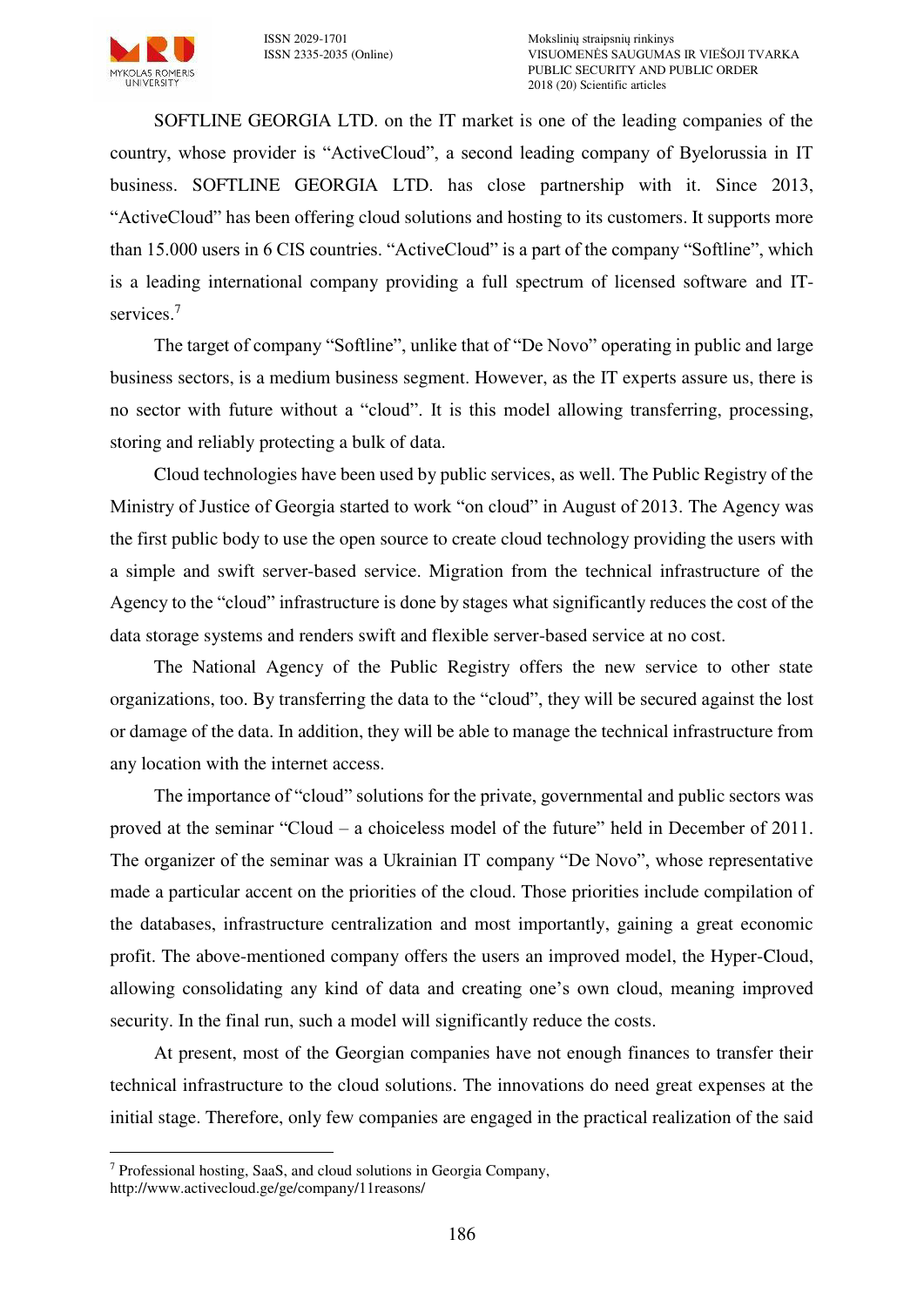SOFTLINE GEORGIA LTD. on the IT market is one of the leading companies of the country, whose provider is "ActiveCloud", a second leading company of Byelorussia in IT business. SOFTLINE GEORGIA LTD. has close partnership with it. Since 2013, "ActiveCloud" has been offering cloud solutions and hosting to its customers. It supports more than 15.000 users in 6 CIS countries. "ActiveCloud" is a part of the company "Softline", which is a leading international company providing a full spectrum of licensed software and IT-services.[7]

The target of company "Softline", unlike that of "De Novo" operating in public and large business sectors, is a medium business segment. However, as the IT experts assure us, there is no sector with future without a "cloud". It is this model allowing transferring, processing, storing and reliably protecting a bulk of data.

Cloud technologies have been used by public services, as well. The Public Registry of the Ministry of Justice of Georgia started to work "on cloud" in August of 2013. The Agency was the first public body to use the open source to create cloud technology providing the users with a simple and swift server-based service. Migration from the technical infrastructure of the Agency to the "cloud" infrastructure is done by stages what significantly reduces the cost of the data storage systems and renders swift and flexible server-based service at no cost.

The National Agency of the Public Registry offers the new service to other state organizations, too. By transferring the data to the "cloud", they will be secured against the lost or damage of the data. In addition, they will be able to manage the technical infrastructure from any location with the internet access.

The importance of "cloud" solutions for the private, governmental and public sectors was proved at the seminar "Cloud – a choiceless model of the future" held in December of 2011. The organizer of the seminar was a Ukrainian IT company "De Novo", whose representative made a particular accent on the priorities of the cloud. Those priorities include compilation of the databases, infrastructure centralization and most importantly, gaining a great economic profit. The above-mentioned company offers the users an improved model, the Hyper-Cloud, allowing consolidating any kind of data and creating one's own cloud, meaning improved security. In the final run, such a model will significantly reduce the costs.

At present, most of the Georgian companies have not enough finances to transfer their technical infrastructure to the cloud solutions. The innovations do need great expenses at the initial stage. Therefore, only few companies are engaged in the practical realization of the said

---

[7] Professional hosting, SaaS, and cloud solutions in Georgia Company, http://www.activecloud.ge/ge/company/11reasons/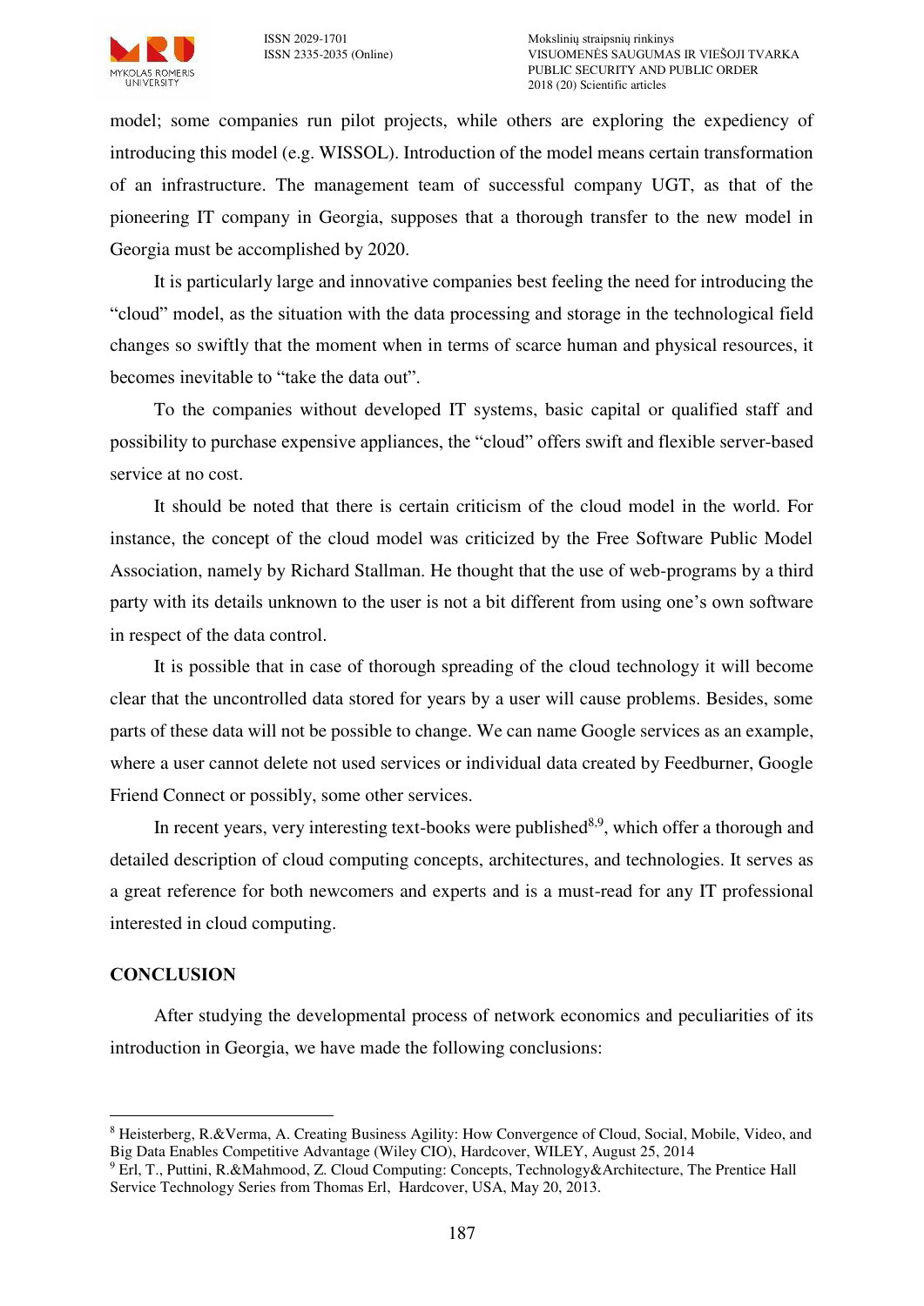model; some companies run pilot projects, while others are exploring the expediency of introducing this model (e.g. WISSOL). Introduction of the model means certain transformation of an infrastructure. The management team of successful company UGT, as that of the pioneering IT company in Georgia, supposes that a thorough transfer to the new model in Georgia must be accomplished by 2020.

It is particularly large and innovative companies best feeling the need for introducing the "cloud" model, as the situation with the data processing and storage in the technological field changes so swiftly that the moment when in terms of scarce human and physical resources, it becomes inevitable to "take the data out".

To the companies without developed IT systems, basic capital or qualified staff and possibility to purchase expensive appliances, the "cloud" offers swift and flexible server-based service at no cost.

It should be noted that there is certain criticism of the cloud model in the world. For instance, the concept of the cloud model was criticized by the Free Software Public Model Association, namely by Richard Stallman. He thought that the use of web-programs by a third party with its details unknown to the user is not a bit different from using one's own software in respect of the data control.

It is possible that in case of thorough spreading of the cloud technology it will become clear that the uncontrolled data stored for years by a user will cause problems. Besides, some parts of these data will not be possible to change. We can name Google services as an example, where a user cannot delete not used services or individual data created by Feedburner, Google Friend Connect or possibly, some other services.

In recent years, very interesting text-books were published[8,9], which offer a thorough and detailed description of cloud computing concepts, architectures, and technologies. It serves as a great reference for both newcomers and experts and is a must-read for any IT professional interested in cloud computing.

## CONCLUSION

After studying the developmental process of network economics and peculiarities of its introduction in Georgia, we have made the following conclusions:

---

[8] Heisterberg, R.&Verma, A. Creating Business Agility: How Convergence of Cloud, Social, Mobile, Video, and Big Data Enables Competitive Advantage (Wiley CIO), Hardcover, WILEY, August 25, 2014

[9] Erl, T., Puttini, R.&Mahmood, Z. Cloud Computing: Concepts, Technology&Architecture, The Prentice Hall Service Technology Series from Thomas Erl, Hardcover, USA, May 20, 2013.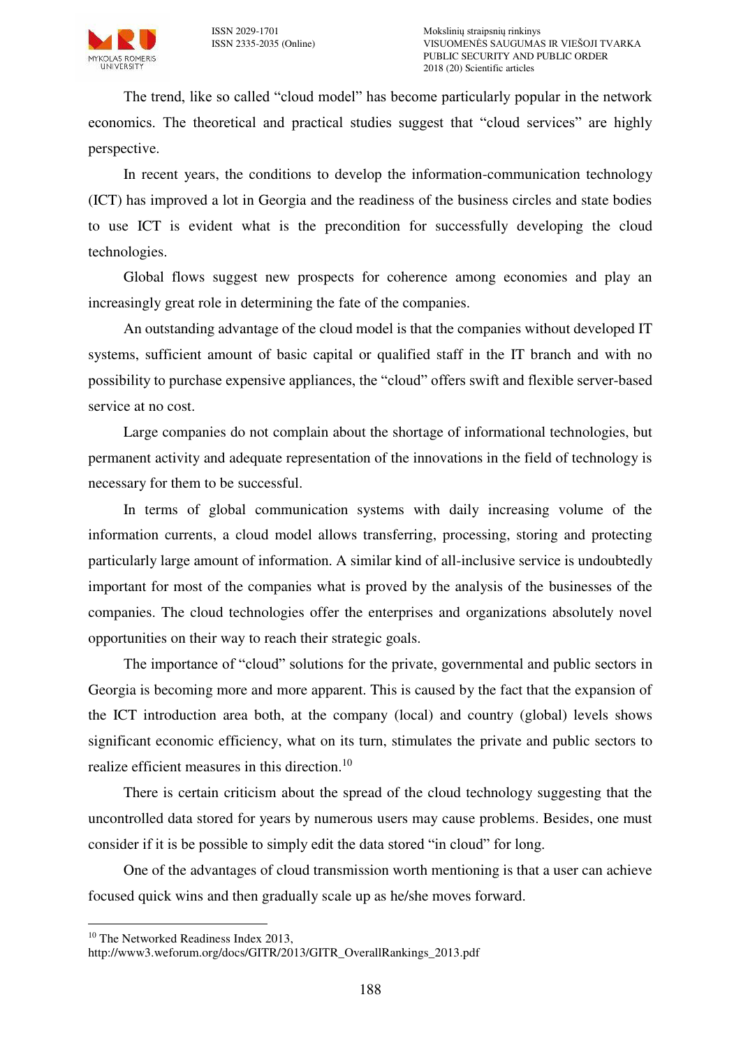The trend, like so called "cloud model" has become particularly popular in the network economics. The theoretical and practical studies suggest that "cloud services" are highly perspective.

In recent years, the conditions to develop the information-communication technology (ICT) has improved a lot in Georgia and the readiness of the business circles and state bodies to use ICT is evident what is the precondition for successfully developing the cloud technologies.

Global flows suggest new prospects for coherence among economies and play an increasingly great role in determining the fate of the companies.

An outstanding advantage of the cloud model is that the companies without developed IT systems, sufficient amount of basic capital or qualified staff in the IT branch and with no possibility to purchase expensive appliances, the "cloud" offers swift and flexible server-based service at no cost.

Large companies do not complain about the shortage of informational technologies, but permanent activity and adequate representation of the innovations in the field of technology is necessary for them to be successful.

In terms of global communication systems with daily increasing volume of the information currents, a cloud model allows transferring, processing, storing and protecting particularly large amount of information. A similar kind of all-inclusive service is undoubtedly important for most of the companies what is proved by the analysis of the businesses of the companies. The cloud technologies offer the enterprises and organizations absolutely novel opportunities on their way to reach their strategic goals.

The importance of "cloud" solutions for the private, governmental and public sectors in Georgia is becoming more and more apparent. This is caused by the fact that the expansion of the ICT introduction area both, at the company (local) and country (global) levels shows significant economic efficiency, what on its turn, stimulates the private and public sectors to realize efficient measures in this direction.[10]

There is certain criticism about the spread of the cloud technology suggesting that the uncontrolled data stored for years by numerous users may cause problems. Besides, one must consider if it is be possible to simply edit the data stored "in cloud" for long.

One of the advantages of cloud transmission worth mentioning is that a user can achieve focused quick wins and then gradually scale up as he/she moves forward.

---

[10] The Networked Readiness Index 2013, http://www3.weforum.org/docs/GITR/2013/GITR_OverallRankings_2013.pdf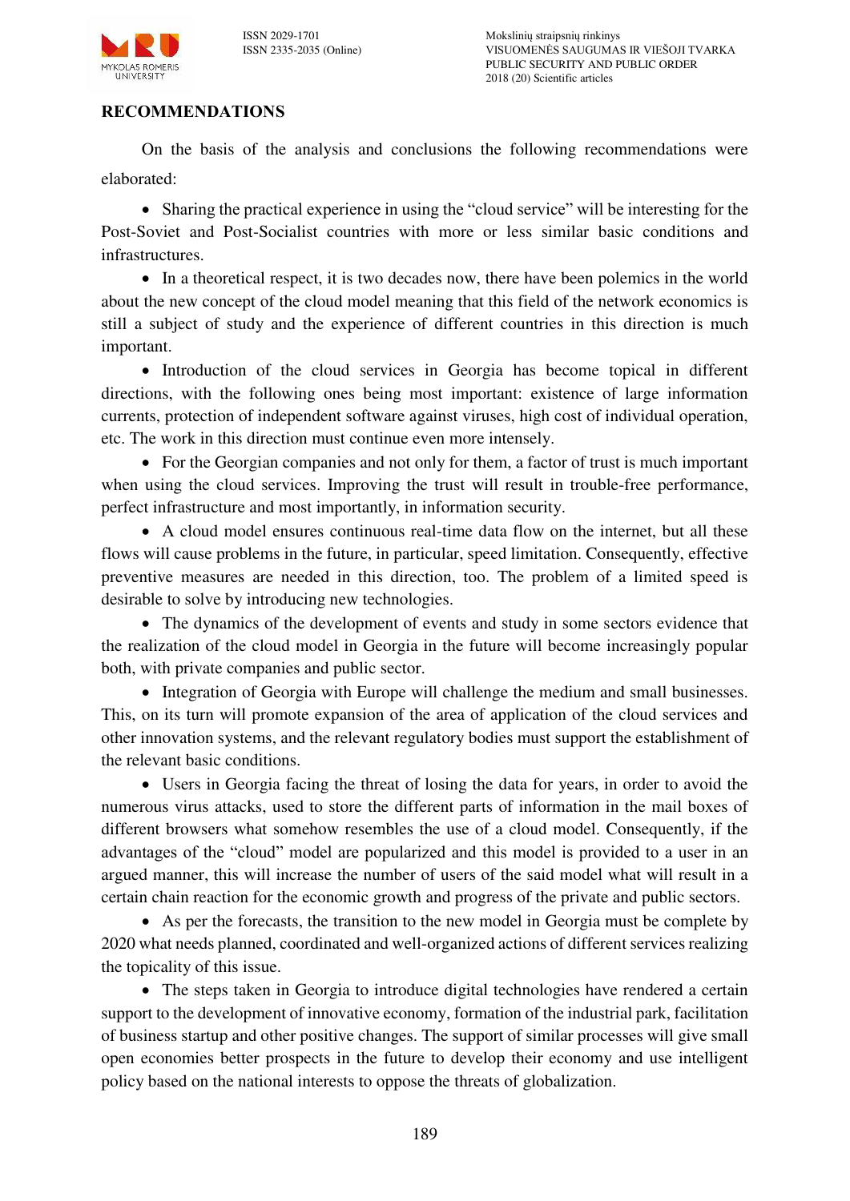## RECOMMENDATIONS

On the basis of the analysis and conclusions the following recommendations were elaborated:

- Sharing the practical experience in using the "cloud service" will be interesting for the Post-Soviet and Post-Socialist countries with more or less similar basic conditions and infrastructures.
- In a theoretical respect, it is two decades now, there have been polemics in the world about the new concept of the cloud model meaning that this field of the network economics is still a subject of study and the experience of different countries in this direction is much important.
- Introduction of the cloud services in Georgia has become topical in different directions, with the following ones being most important: existence of large information currents, protection of independent software against viruses, high cost of individual operation, etc. The work in this direction must continue even more intensely.
- For the Georgian companies and not only for them, a factor of trust is much important when using the cloud services. Improving the trust will result in trouble-free performance, perfect infrastructure and most importantly, in information security.
- A cloud model ensures continuous real-time data flow on the internet, but all these flows will cause problems in the future, in particular, speed limitation. Consequently, effective preventive measures are needed in this direction, too. The problem of a limited speed is desirable to solve by introducing new technologies.
- The dynamics of the development of events and study in some sectors evidence that the realization of the cloud model in Georgia in the future will become increasingly popular both, with private companies and public sector.
- Integration of Georgia with Europe will challenge the medium and small businesses. This, on its turn will promote expansion of the area of application of the cloud services and other innovation systems, and the relevant regulatory bodies must support the establishment of the relevant basic conditions.
- Users in Georgia facing the threat of losing the data for years, in order to avoid the numerous virus attacks, used to store the different parts of information in the mail boxes of different browsers what somehow resembles the use of a cloud model. Consequently, if the advantages of the "cloud" model are popularized and this model is provided to a user in an argued manner, this will increase the number of users of the said model what will result in a certain chain reaction for the economic growth and progress of the private and public sectors.
- As per the forecasts, the transition to the new model in Georgia must be complete by 2020 what needs planned, coordinated and well-organized actions of different services realizing the topicality of this issue.
- The steps taken in Georgia to introduce digital technologies have rendered a certain support to the development of innovative economy, formation of the industrial park, facilitation of business startup and other positive changes. The support of similar processes will give small open economies better prospects in the future to develop their economy and use intelligent policy based on the national interests to oppose the threats of globalization.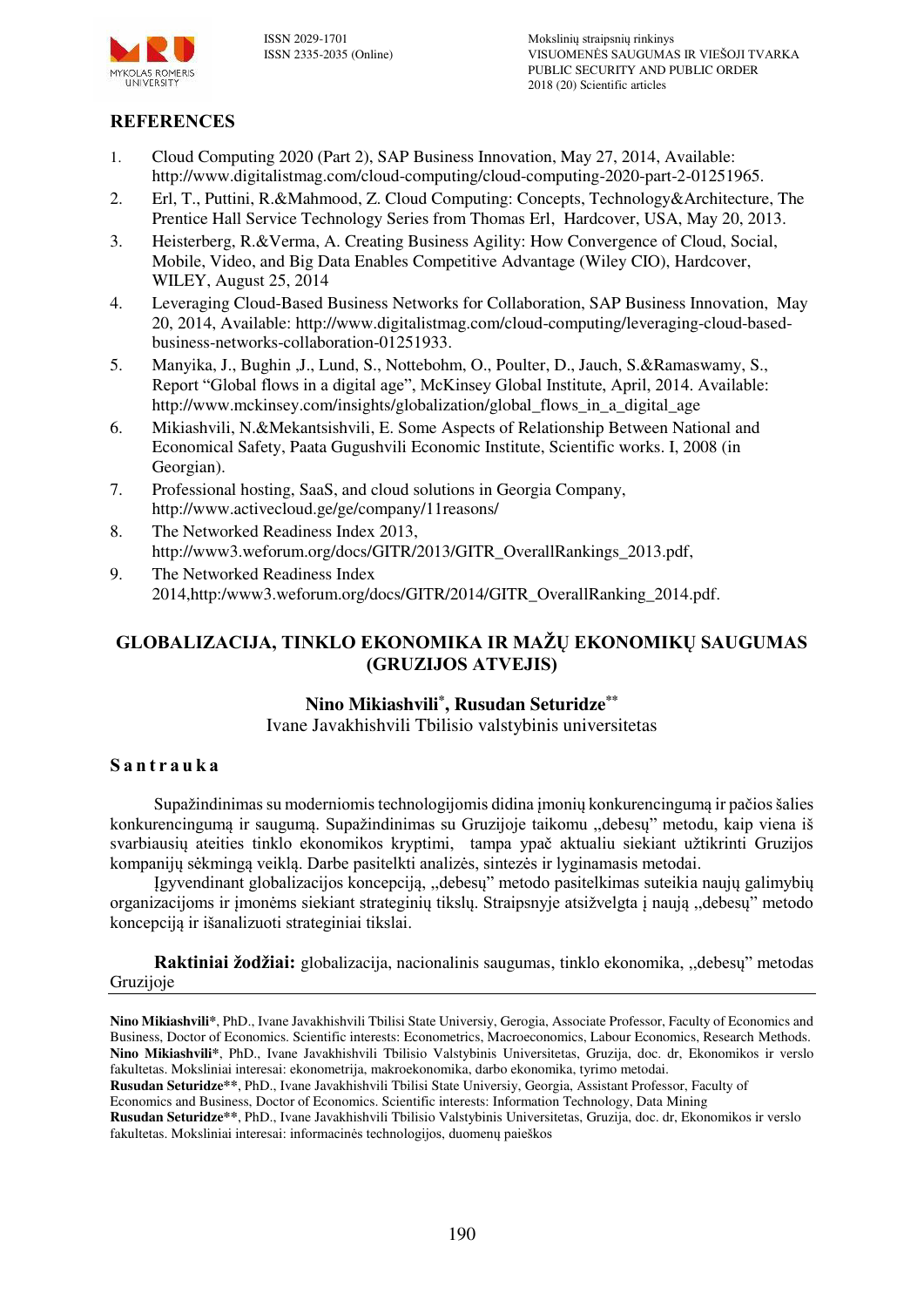## REFERENCES

1. Cloud Computing 2020 (Part 2), SAP Business Innovation, May 27, 2014, Available: http://www.digitalistmag.com/cloud-computing/cloud-computing-2020-part-2-01251965.
2. Erl, T., Puttini, R.&Mahmood, Z. Cloud Computing: Concepts, Technology&Architecture, The Prentice Hall Service Technology Series from Thomas Erl, Hardcover, USA, May 20, 2013.
3. Heisterberg, R.&Verma, A. Creating Business Agility: How Convergence of Cloud, Social, Mobile, Video, and Big Data Enables Competitive Advantage (Wiley CIO), Hardcover, WILEY, August 25, 2014
4. Leveraging Cloud-Based Business Networks for Collaboration, SAP Business Innovation, May 20, 2014, Available: http://www.digitalistmag.com/cloud-computing/leveraging-cloud-based-business-networks-collaboration-01251933.
5. Manyika, J., Bughin ,J., Lund, S., Nottebohm, O., Poulter, D., Jauch, S.&Ramaswamy, S., Report "Global flows in a digital age", McKinsey Global Institute, April, 2014. Available: http://www.mckinsey.com/insights/globalization/global_flows_in_a_digital_age
6. Mikiashvili, N.&Mekantsishvili, E. Some Aspects of Relationship Between National and Economical Safety, Paata Gugushvili Economic Institute, Scientific works. I, 2008 (in Georgian).
7. Professional hosting, SaaS, and cloud solutions in Georgia Company, http://www.activecloud.ge/ge/company/11reasons/
8. The Networked Readiness Index 2013, http://www3.weforum.org/docs/GITR/2013/GITR_OverallRankings_2013.pdf,
9. The Networked Readiness Index 2014,http:/www3.weforum.org/docs/GITR/2014/GITR_OverallRanking_2014.pdf.

## GLOBALIZACIJA, TINKLO EKONOMIKA IR MAŽŲ EKONOMIKŲ SAUGUMAS (GRUZIJOS ATVEJIS)

**Nino Mikiashvili*, Rusudan Seturidze****

Ivane Javakhishvili Tbilisio valstybinis universitetas

### S a n t r a u k a

Supažindinimas su moderniomis technologijomis didina įmonių konkurencingumą ir pačios šalies konkurencingumą ir saugumą. Supažindinimas su Gruzijoje taikomu ,,debesų" metodu, kaip viena iš svarbiausių ateities tinklo ekonomikos kryptimi, tampa ypač aktualiu siekiant užtikrinti Gruzijos kompanijų sėkmingą veiklą. Darbe pasitelkti analizės, sintezės ir lyginamasis metodai.

Įgyvendinant globalizacijos koncepciją, ,,debesų" metodo pasitelkimas suteikia naujų galimybių organizacijoms ir įmonėms siekiant strateginių tikslų. Straipsnyje atsižvelgta į naują ,,debesų" metodo koncepciją ir išanalizuoti strateginiai tikslai.

**Raktiniai žodžiai:** globalizacija, nacionalinis saugumas, tinklo ekonomika, ,,debesų" metodas Gruzijoje

---

**Nino Mikiashvili***, PhD., Ivane Javakhishvili Tbilisi State Universiy, Gerogia, Associate Professor, Faculty of Economics and Business, Doctor of Economics. Scientific interests: Econometrics, Macroeconomics, Labour Economics, Research Methods.
**Nino Mikiashvili***, PhD., Ivane Javakhishvili Tbilisio Valstybinis Universitetas, Gruzija, doc. dr, Ekonomikos ir verslo fakultetas. Moksliniai interesai: ekonometrija, makroekonomika, darbo ekonomika, tyrimo metodai.
**Rusudan Seturidze****, PhD., Ivane Javakhishvili Tbilisi State Universiy, Georgia, Assistant Professor, Faculty of Economics and Business, Doctor of Economics. Scientific interests: Information Technology, Data Mining
**Rusudan Seturidze****, PhD., Ivane Javakhishvili Tbilisio Valstybinis Universitetas, Gruzija, doc. dr, Ekonomikos ir verslo fakultetas. Moksliniai interesai: informacinės technologijos, duomenų paieškos